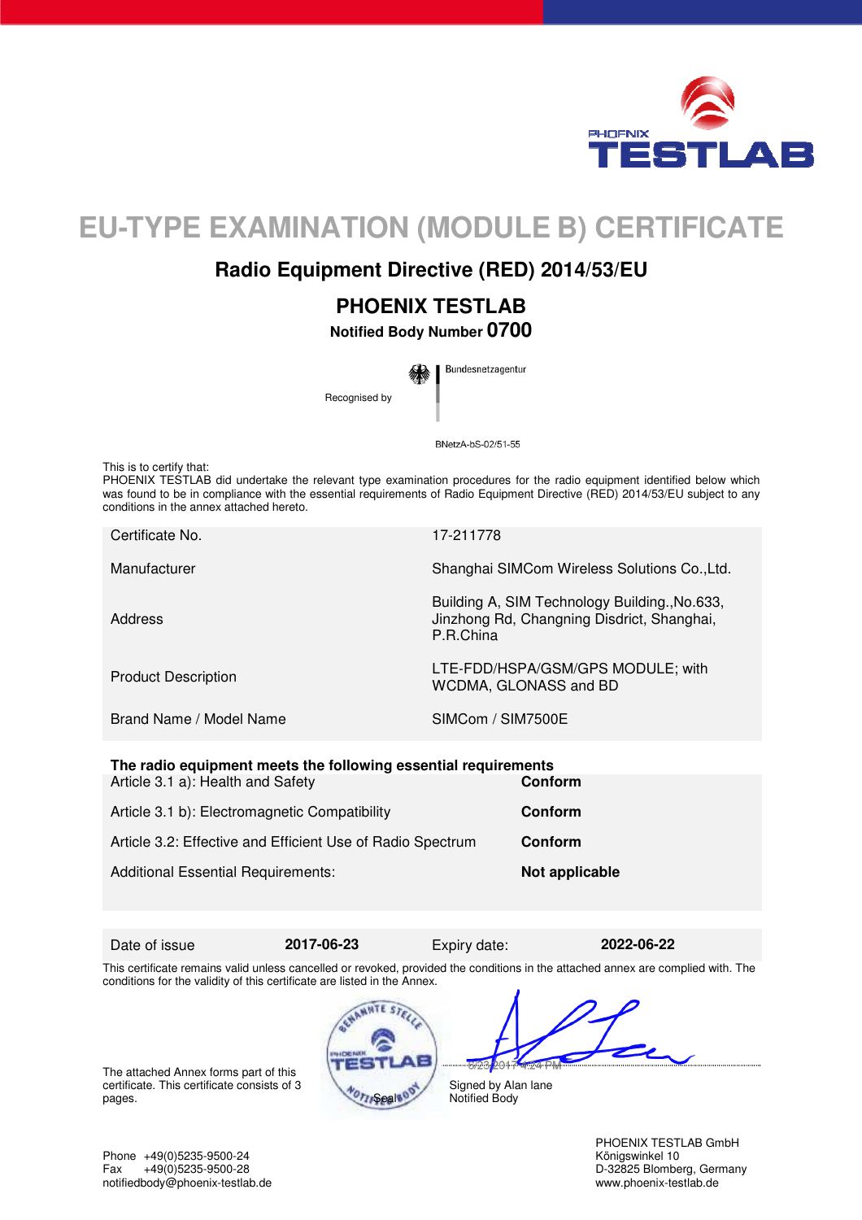PHOENIX TESTLAB

# EU-TYPE EXAMINATION (MODULE B) CERTIFICATE

## Radio Equipment Directive (RED) 2014/53/EU

## PHOENIX TESTLAB

**Notified Body Number 0700**

Recognised by Bundesnetzagentur

BNetzA-bS-02/51-55

This is to certify that:
PHOENIX TESTLAB did undertake the relevant type examination procedures for the radio equipment identified below which was found to be in compliance with the essential requirements of Radio Equipment Directive (RED) 2014/53/EU subject to any conditions in the annex attached hereto.

| | |
|---|---|
| Certificate No. | 17-211778 |
| Manufacturer | Shanghai SIMCom Wireless Solutions Co.,Ltd. |
| Address | Building A, SIM Technology Building.,No.633, Jinzhong Rd, Changning Disdrict, Shanghai, P.R.China |
| Product Description | LTE-FDD/HSPA/GSM/GPS MODULE; with WCDMA, GLONASS and BD |
| Brand Name / Model Name | SIMCom / SIM7500E |

**The radio equipment meets the following essential requirements**

| | |
|---|---|
| Article 3.1 a): Health and Safety | **Conform** |
| Article 3.1 b): Electromagnetic Compatibility | **Conform** |
| Article 3.2: Effective and Efficient Use of Radio Spectrum | **Conform** |
| Additional Essential Requirements: | **Not applicable** |

| | | | |
|---|---|---|---|
| Date of issue | **2017-06-23** | Expiry date: | **2022-06-22** |

This certificate remains valid unless cancelled or revoked, provided the conditions in the attached annex are complied with. The conditions for the validity of this certificate are listed in the Annex.

The attached Annex forms part of this certificate. This certificate consists of 3 pages.

Seal

6/23/2017 4:24 PM

Signed by Alan lane
Notified Body

Phone +49(0)5235-9500-24
Fax +49(0)5235-9500-28
notifiedbody@phoenix-testlab.de

PHOENIX TESTLAB GmbH
Königswinkel 10
D-32825 Blomberg, Germany
www.phoenix-testlab.de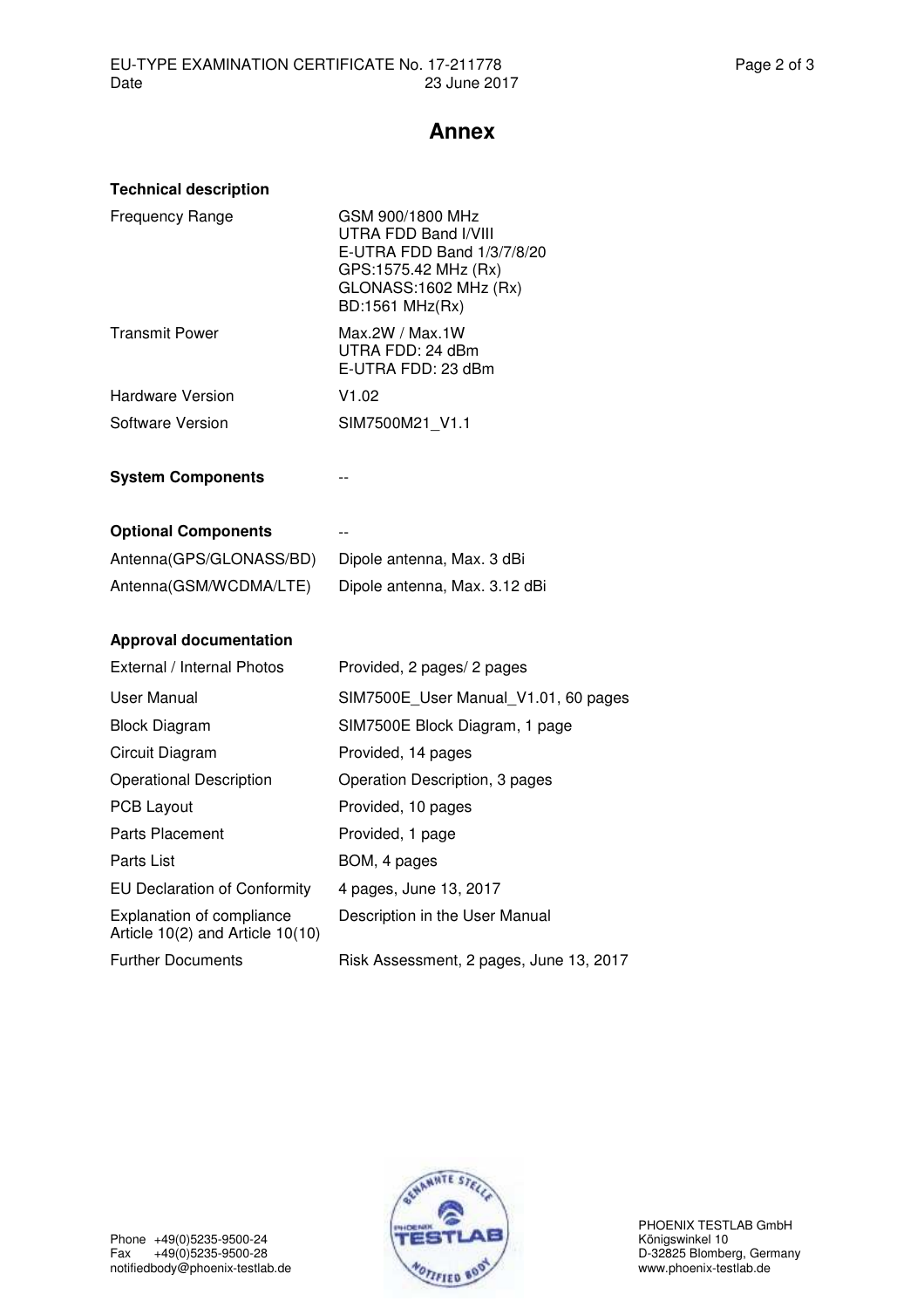# Annex

### Technical description

| | |
|---|---|
| Frequency Range | GSM 900/1800 MHz<br>UTRA FDD Band I/VIII<br>E-UTRA FDD Band 1/3/7/8/20<br>GPS:1575.42 MHz (Rx)<br>GLONASS:1602 MHz (Rx)<br>BD:1561 MHz(Rx) |
| Transmit Power | Max.2W / Max.1W<br>UTRA FDD: 24 dBm<br>E-UTRA FDD: 23 dBm |
| Hardware Version | V1.02 |
| Software Version | SIM7500M21_V1.1 |

**System Components** --

**Optional Components** --

| | |
|---|---|
| Antenna(GPS/GLONASS/BD) | Dipole antenna, Max. 3 dBi |
| Antenna(GSM/WCDMA/LTE) | Dipole antenna, Max. 3.12 dBi |

### Approval documentation

| | |
|---|---|
| External / Internal Photos | Provided, 2 pages/ 2 pages |
| User Manual | SIM7500E_User Manual_V1.01, 60 pages |
| Block Diagram | SIM7500E Block Diagram, 1 page |
| Circuit Diagram | Provided, 14 pages |
| Operational Description | Operation Description, 3 pages |
| PCB Layout | Provided, 10 pages |
| Parts Placement | Provided, 1 page |
| Parts List | BOM, 4 pages |
| EU Declaration of Conformity | 4 pages, June 13, 2017 |
| Explanation of compliance Article 10(2) and Article 10(10) | Description in the User Manual |
| Further Documents | Risk Assessment, 2 pages, June 13, 2017 |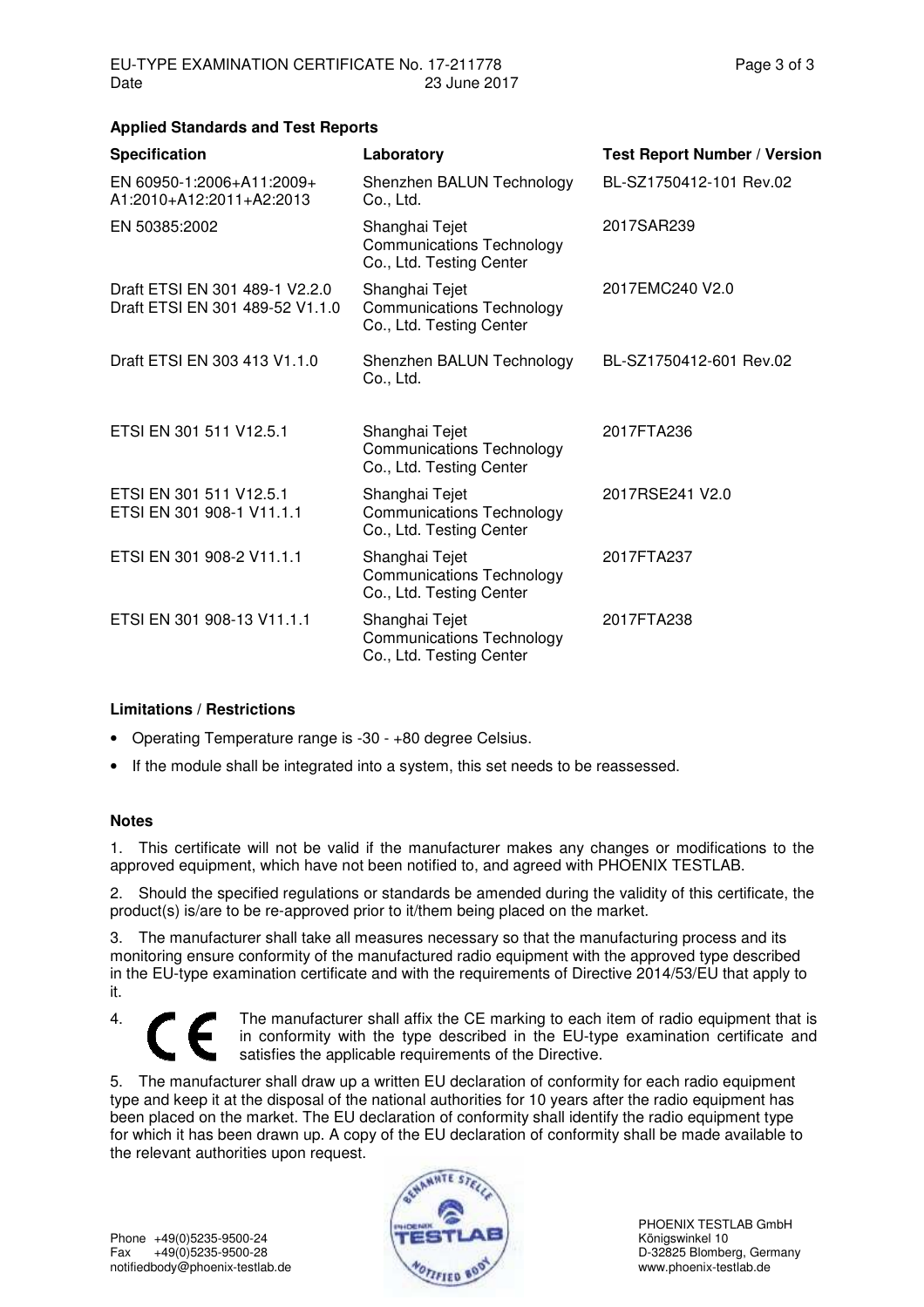## Applied Standards and Test Reports

| Specification | Laboratory | Test Report Number / Version |
|---|---|---|
| EN 60950-1:2006+A11:2009+ A1:2010+A12:2011+A2:2013 | Shenzhen BALUN Technology Co., Ltd. | BL-SZ1750412-101 Rev.02 |
| EN 50385:2002 | Shanghai Tejet Communications Technology Co., Ltd. Testing Center | 2017SAR239 |
| Draft ETSI EN 301 489-1 V2.2.0 Draft ETSI EN 301 489-52 V1.1.0 | Shanghai Tejet Communications Technology Co., Ltd. Testing Center | 2017EMC240 V2.0 |
| Draft ETSI EN 303 413 V1.1.0 | Shenzhen BALUN Technology Co., Ltd. | BL-SZ1750412-601 Rev.02 |
| ETSI EN 301 511 V12.5.1 | Shanghai Tejet Communications Technology Co., Ltd. Testing Center | 2017FTA236 |
| ETSI EN 301 511 V12.5.1 ETSI EN 301 908-1 V11.1.1 | Shanghai Tejet Communications Technology Co., Ltd. Testing Center | 2017RSE241 V2.0 |
| ETSI EN 301 908-2 V11.1.1 | Shanghai Tejet Communications Technology Co., Ltd. Testing Center | 2017FTA237 |
| ETSI EN 301 908-13 V11.1.1 | Shanghai Tejet Communications Technology Co., Ltd. Testing Center | 2017FTA238 |

## Limitations / Restrictions

- Operating Temperature range is -30 - +80 degree Celsius.
- If the module shall be integrated into a system, this set needs to be reassessed.

## Notes

1. This certificate will not be valid if the manufacturer makes any changes or modifications to the approved equipment, which have not been notified to, and agreed with PHOENIX TESTLAB.

2. Should the specified regulations or standards be amended during the validity of this certificate, the product(s) is/are to be re-approved prior to it/them being placed on the market.

3. The manufacturer shall take all measures necessary so that the manufacturing process and its monitoring ensure conformity of the manufactured radio equipment with the approved type described in the EU-type examination certificate and with the requirements of Directive 2014/53/EU that apply to it.

4. CE The manufacturer shall affix the CE marking to each item of radio equipment that is in conformity with the type described in the EU-type examination certificate and satisfies the applicable requirements of the Directive.

5. The manufacturer shall draw up a written EU declaration of conformity for each radio equipment type and keep it at the disposal of the national authorities for 10 years after the radio equipment has been placed on the market. The EU declaration of conformity shall identify the radio equipment type for which it has been drawn up. A copy of the EU declaration of conformity shall be made available to the relevant authorities upon request.

Phone +49(0)5235-9500-24
Fax +49(0)5235-9500-28
notifiedbody@phoenix-testlab.de

PHOENIX TESTLAB GmbH
Königswinkel 10
D-32825 Blomberg, Germany
www.phoenix-testlab.de